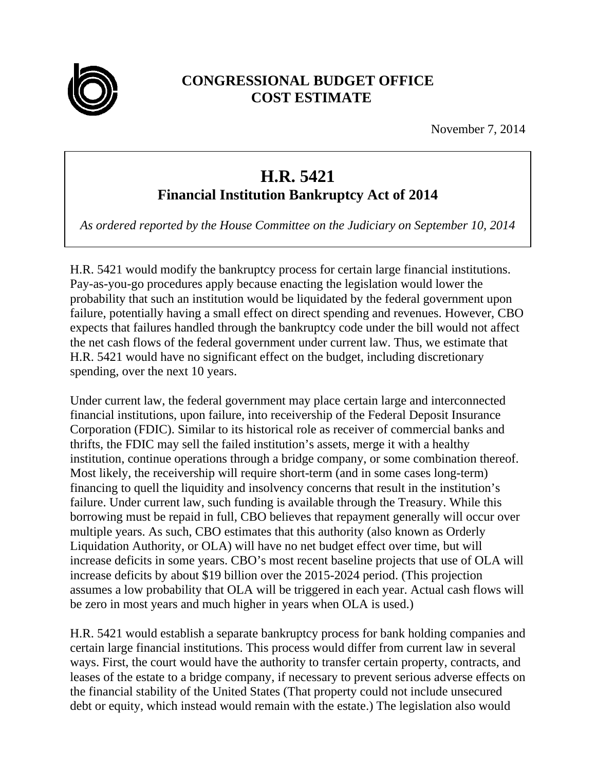**CONGRESSIONAL BUDGET OFFICE**
**COST ESTIMATE**

November 7, 2014

# H.R. 5421
## Financial Institution Bankruptcy Act of 2014

*As ordered reported by the House Committee on the Judiciary on September 10, 2014*

H.R. 5421 would modify the bankruptcy process for certain large financial institutions. Pay-as-you-go procedures apply because enacting the legislation would lower the probability that such an institution would be liquidated by the federal government upon failure, potentially having a small effect on direct spending and revenues. However, CBO expects that failures handled through the bankruptcy code under the bill would not affect the net cash flows of the federal government under current law. Thus, we estimate that H.R. 5421 would have no significant effect on the budget, including discretionary spending, over the next 10 years.

Under current law, the federal government may place certain large and interconnected financial institutions, upon failure, into receivership of the Federal Deposit Insurance Corporation (FDIC). Similar to its historical role as receiver of commercial banks and thrifts, the FDIC may sell the failed institution's assets, merge it with a healthy institution, continue operations through a bridge company, or some combination thereof. Most likely, the receivership will require short-term (and in some cases long-term) financing to quell the liquidity and insolvency concerns that result in the institution's failure. Under current law, such funding is available through the Treasury. While this borrowing must be repaid in full, CBO believes that repayment generally will occur over multiple years. As such, CBO estimates that this authority (also known as Orderly Liquidation Authority, or OLA) will have no net budget effect over time, but will increase deficits in some years. CBO's most recent baseline projects that use of OLA will increase deficits by about $19 billion over the 2015-2024 period. (This projection assumes a low probability that OLA will be triggered in each year. Actual cash flows will be zero in most years and much higher in years when OLA is used.)

H.R. 5421 would establish a separate bankruptcy process for bank holding companies and certain large financial institutions. This process would differ from current law in several ways. First, the court would have the authority to transfer certain property, contracts, and leases of the estate to a bridge company, if necessary to prevent serious adverse effects on the financial stability of the United States (That property could not include unsecured debt or equity, which instead would remain with the estate.) The legislation also would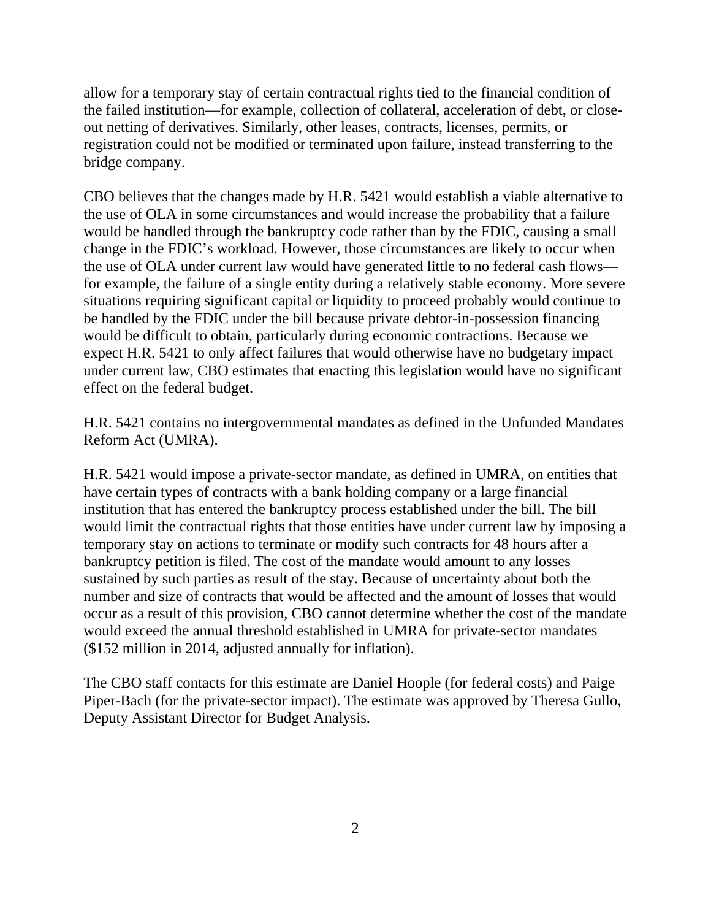allow for a temporary stay of certain contractual rights tied to the financial condition of the failed institution—for example, collection of collateral, acceleration of debt, or close-out netting of derivatives. Similarly, other leases, contracts, licenses, permits, or registration could not be modified or terminated upon failure, instead transferring to the bridge company.

CBO believes that the changes made by H.R. 5421 would establish a viable alternative to the use of OLA in some circumstances and would increase the probability that a failure would be handled through the bankruptcy code rather than by the FDIC, causing a small change in the FDIC's workload. However, those circumstances are likely to occur when the use of OLA under current law would have generated little to no federal cash flows—for example, the failure of a single entity during a relatively stable economy. More severe situations requiring significant capital or liquidity to proceed probably would continue to be handled by the FDIC under the bill because private debtor-in-possession financing would be difficult to obtain, particularly during economic contractions. Because we expect H.R. 5421 to only affect failures that would otherwise have no budgetary impact under current law, CBO estimates that enacting this legislation would have no significant effect on the federal budget.

H.R. 5421 contains no intergovernmental mandates as defined in the Unfunded Mandates Reform Act (UMRA).

H.R. 5421 would impose a private-sector mandate, as defined in UMRA, on entities that have certain types of contracts with a bank holding company or a large financial institution that has entered the bankruptcy process established under the bill. The bill would limit the contractual rights that those entities have under current law by imposing a temporary stay on actions to terminate or modify such contracts for 48 hours after a bankruptcy petition is filed. The cost of the mandate would amount to any losses sustained by such parties as result of the stay. Because of uncertainty about both the number and size of contracts that would be affected and the amount of losses that would occur as a result of this provision, CBO cannot determine whether the cost of the mandate would exceed the annual threshold established in UMRA for private-sector mandates ($152 million in 2014, adjusted annually for inflation).

The CBO staff contacts for this estimate are Daniel Hoople (for federal costs) and Paige Piper-Bach (for the private-sector impact). The estimate was approved by Theresa Gullo, Deputy Assistant Director for Budget Analysis.